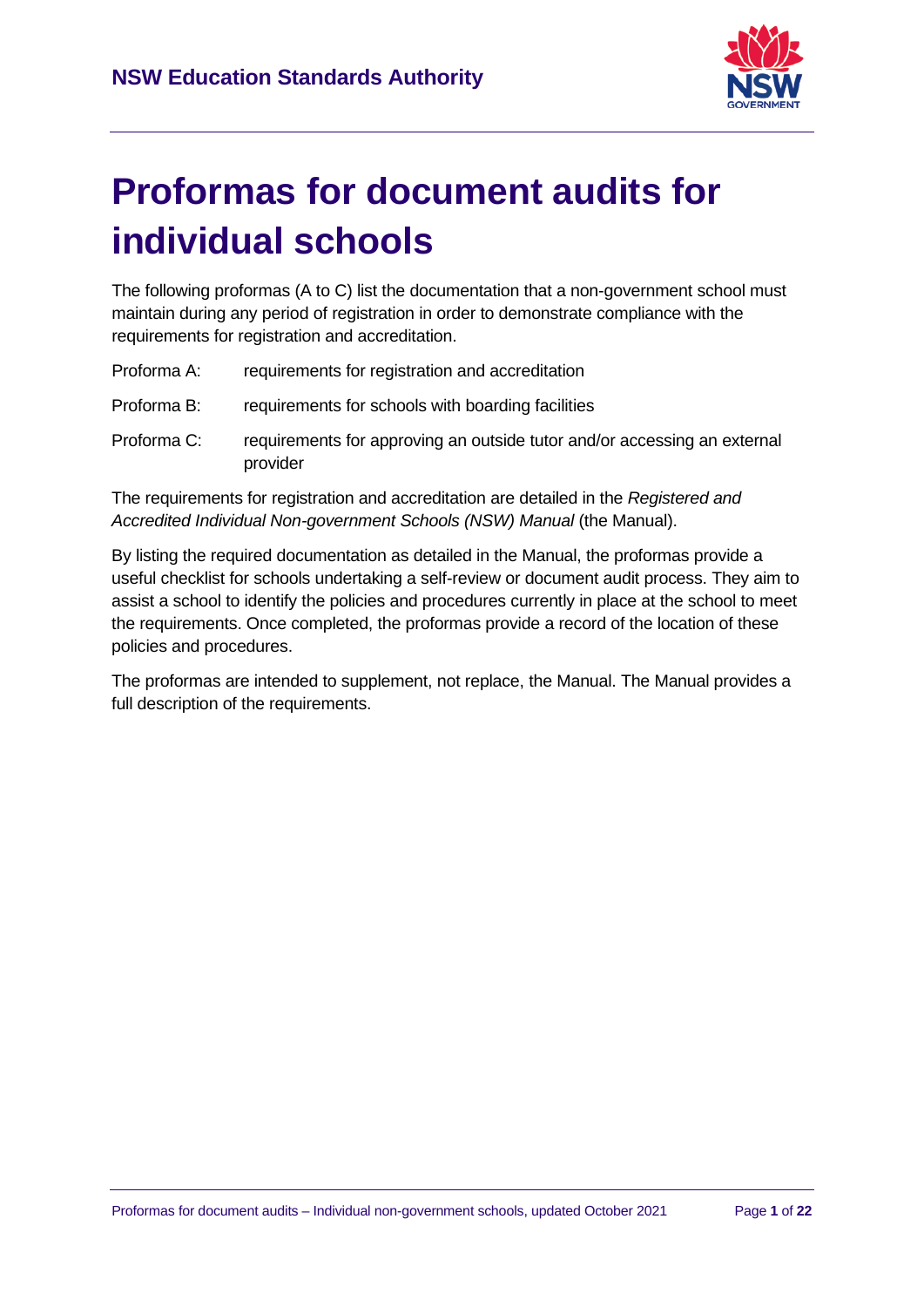NSW Education Standards Authority

# Proformas for document audits for individual schools

The following proformas (A to C) list the documentation that a non-government school must maintain during any period of registration in order to demonstrate compliance with the requirements for registration and accreditation.

| | |
|---|---|
| Proforma A: | requirements for registration and accreditation |
| Proforma B: | requirements for schools with boarding facilities |
| Proforma C: | requirements for approving an outside tutor and/or accessing an external provider |

The requirements for registration and accreditation are detailed in the *Registered and Accredited Individual Non-government Schools (NSW) Manual* (the Manual).

By listing the required documentation as detailed in the Manual, the proformas provide a useful checklist for schools undertaking a self-review or document audit process. They aim to assist a school to identify the policies and procedures currently in place at the school to meet the requirements. Once completed, the proformas provide a record of the location of these policies and procedures.

The proformas are intended to supplement, not replace, the Manual. The Manual provides a full description of the requirements.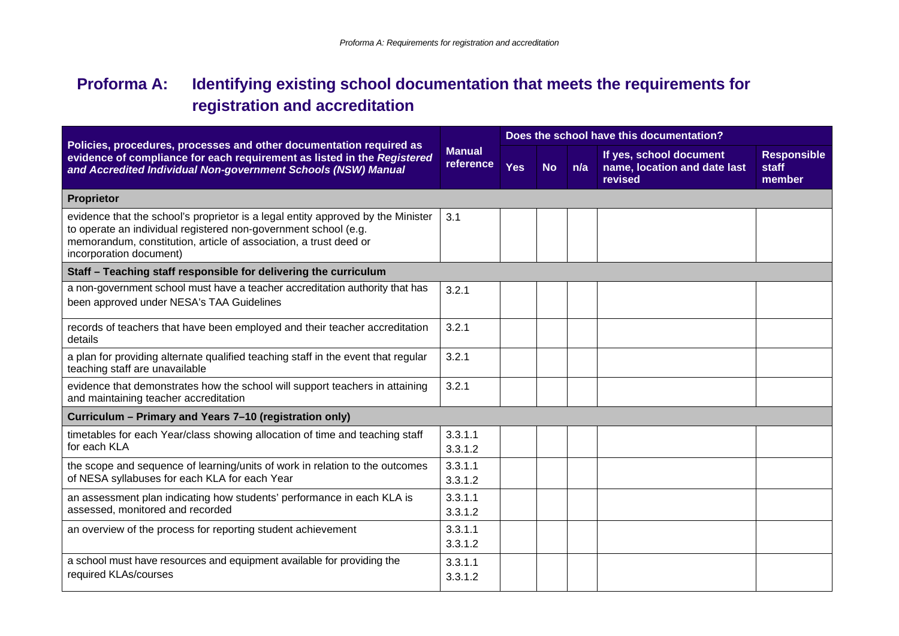## Proforma A: Identifying existing school documentation that meets the requirements for registration and accreditation

| Policies, procedures, processes and other documentation required as evidence of compliance for each requirement as listed in the *Registered and Accredited Individual Non-government Schools (NSW) Manual* | Manual reference | Does the school have this documentation? | | | | |
|---|---|---|---|---|---|---|
| | | Yes | No | n/a | If yes, school document name, location and date last revised | Responsible staff member |
| **Proprietor** | | | | | | |
| evidence that the school's proprietor is a legal entity approved by the Minister to operate an individual registered non-government school (e.g. memorandum, constitution, article of association, a trust deed or incorporation document) | 3.1 | | | | | |
| **Staff – Teaching staff responsible for delivering the curriculum** | | | | | | |
| a non-government school must have a teacher accreditation authority that has been approved under NESA's TAA Guidelines | 3.2.1 | | | | | |
| records of teachers that have been employed and their teacher accreditation details | 3.2.1 | | | | | |
| a plan for providing alternate qualified teaching staff in the event that regular teaching staff are unavailable | 3.2.1 | | | | | |
| evidence that demonstrates how the school will support teachers in attaining and maintaining teacher accreditation | 3.2.1 | | | | | |
| **Curriculum – Primary and Years 7–10 (registration only)** | | | | | | |
| timetables for each Year/class showing allocation of time and teaching staff for each KLA | 3.3.1.1<br>3.3.1.2 | | | | | |
| the scope and sequence of learning/units of work in relation to the outcomes of NESA syllabuses for each KLA for each Year | 3.3.1.1<br>3.3.1.2 | | | | | |
| an assessment plan indicating how students' performance in each KLA is assessed, monitored and recorded | 3.3.1.1<br>3.3.1.2 | | | | | |
| an overview of the process for reporting student achievement | 3.3.1.1<br>3.3.1.2 | | | | | |
| a school must have resources and equipment available for providing the required KLAs/courses | 3.3.1.1<br>3.3.1.2 | | | | | |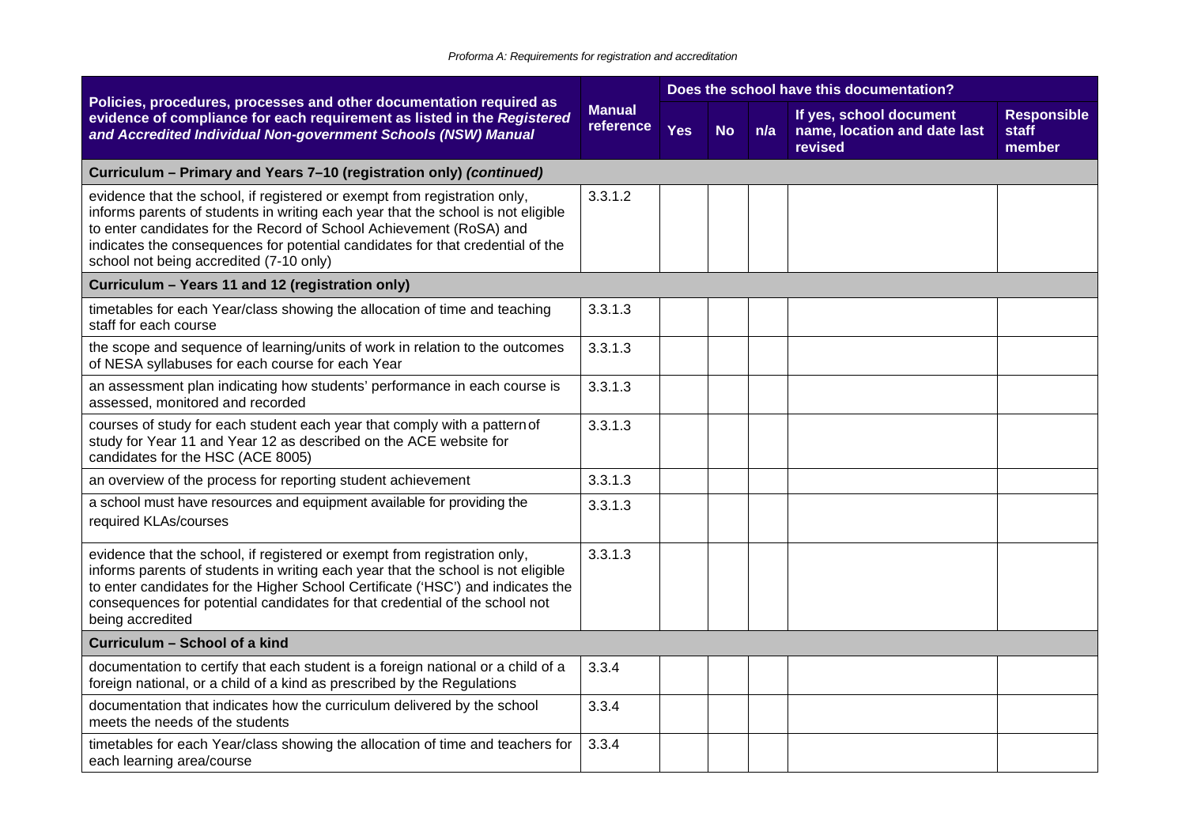| Policies, procedures, processes and other documentation required as evidence of compliance for each requirement as listed in the ***Registered and Accredited Individual Non-government Schools (NSW) Manual*** | Manual reference | Does the school have this documentation? | | | | |
|---|---|---|---|---|---|---|
| | | **Yes** | **No** | **n/a** | **If yes, school document name, location and date last revised** | **Responsible staff member** |
| **Curriculum – Primary and Years 7–10 (registration only) *(continued)*** | | | | | | |
| evidence that the school, if registered or exempt from registration only, informs parents of students in writing each year that the school is not eligible to enter candidates for the Record of School Achievement (RoSA) and indicates the consequences for potential candidates for that credential of the school not being accredited (7-10 only) | 3.3.1.2 | | | | | |
| **Curriculum – Years 11 and 12 (registration only)** | | | | | | |
| timetables for each Year/class showing the allocation of time and teaching staff for each course | 3.3.1.3 | | | | | |
| the scope and sequence of learning/units of work in relation to the outcomes of NESA syllabuses for each course for each Year | 3.3.1.3 | | | | | |
| an assessment plan indicating how students' performance in each course is assessed, monitored and recorded | 3.3.1.3 | | | | | |
| courses of study for each student each year that comply with a pattern of study for Year 11 and Year 12 as described on the ACE website for candidates for the HSC (ACE 8005) | 3.3.1.3 | | | | | |
| an overview of the process for reporting student achievement | 3.3.1.3 | | | | | |
| a school must have resources and equipment available for providing the required KLAs/courses | 3.3.1.3 | | | | | |
| evidence that the school, if registered or exempt from registration only, informs parents of students in writing each year that the school is not eligible to enter candidates for the Higher School Certificate ('HSC') and indicates the consequences for potential candidates for that credential of the school not being accredited | 3.3.1.3 | | | | | |
| **Curriculum – School of a kind** | | | | | | |
| documentation to certify that each student is a foreign national or a child of a foreign national, or a child of a kind as prescribed by the Regulations | 3.3.4 | | | | | |
| documentation that indicates how the curriculum delivered by the school meets the needs of the students | 3.3.4 | | | | | |
| timetables for each Year/class showing the allocation of time and teachers for each learning area/course | 3.3.4 | | | | | |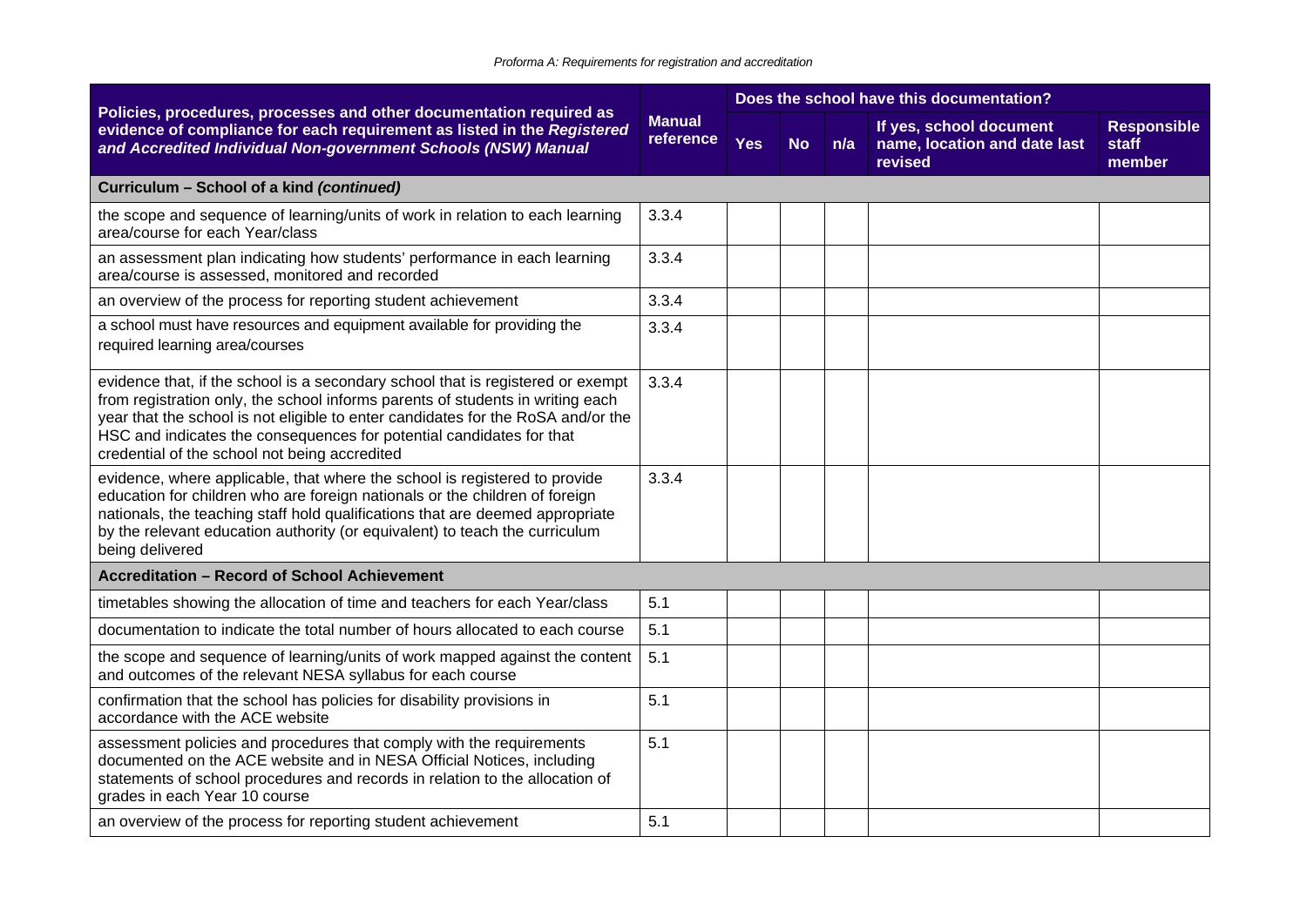| Policies, procedures, processes and other documentation required as evidence of compliance for each requirement as listed in the ***Registered and Accredited Individual Non-government Schools (NSW) Manual*** | Manual reference | Does the school have this documentation? | | | | |
|---|---|---|---|---|---|---|
| | | Yes | No | n/a | If yes, school document name, location and date last revised | Responsible staff member |
| **Curriculum – School of a kind *(continued)*** | | | | | | |
| the scope and sequence of learning/units of work in relation to each learning area/course for each Year/class | 3.3.4 | | | | | |
| an assessment plan indicating how students' performance in each learning area/course is assessed, monitored and recorded | 3.3.4 | | | | | |
| an overview of the process for reporting student achievement | 3.3.4 | | | | | |
| a school must have resources and equipment available for providing the required learning area/courses | 3.3.4 | | | | | |
| evidence that, if the school is a secondary school that is registered or exempt from registration only, the school informs parents of students in writing each year that the school is not eligible to enter candidates for the RoSA and/or the HSC and indicates the consequences for potential candidates for that credential of the school not being accredited | 3.3.4 | | | | | |
| evidence, where applicable, that where the school is registered to provide education for children who are foreign nationals or the children of foreign nationals, the teaching staff hold qualifications that are deemed appropriate by the relevant education authority (or equivalent) to teach the curriculum being delivered | 3.3.4 | | | | | |
| **Accreditation – Record of School Achievement** | | | | | | |
| timetables showing the allocation of time and teachers for each Year/class | 5.1 | | | | | |
| documentation to indicate the total number of hours allocated to each course | 5.1 | | | | | |
| the scope and sequence of learning/units of work mapped against the content and outcomes of the relevant NESA syllabus for each course | 5.1 | | | | | |
| confirmation that the school has policies for disability provisions in accordance with the ACE website | 5.1 | | | | | |
| assessment policies and procedures that comply with the requirements documented on the ACE website and in NESA Official Notices, including statements of school procedures and records in relation to the allocation of grades in each Year 10 course | 5.1 | | | | | |
| an overview of the process for reporting student achievement | 5.1 | | | | | |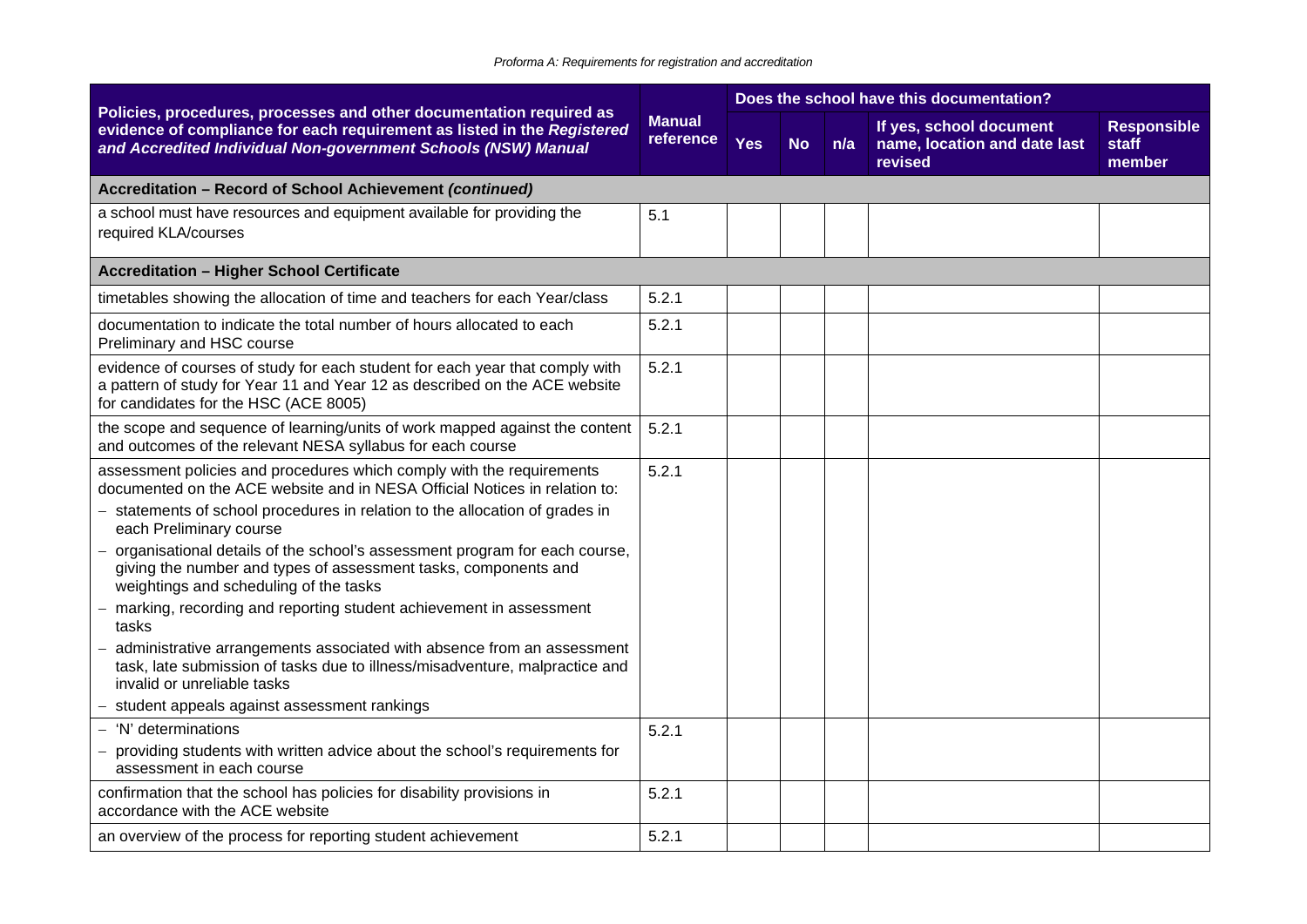| Policies, procedures, processes and other documentation required as evidence of compliance for each requirement as listed in the *Registered and Accredited Individual Non-government Schools (NSW) Manual* | Manual reference | Does the school have this documentation? | | | | |
|---|---|---|---|---|---|---|
| | | Yes | No | n/a | If yes, school document name, location and date last revised | Responsible staff member |
| **Accreditation – Record of School Achievement *(continued)*** | | | | | | |
| a school must have resources and equipment available for providing the required KLA/courses | 5.1 | | | | | |
| **Accreditation – Higher School Certificate** | | | | | | |
| timetables showing the allocation of time and teachers for each Year/class | 5.2.1 | | | | | |
| documentation to indicate the total number of hours allocated to each Preliminary and HSC course | 5.2.1 | | | | | |
| evidence of courses of study for each student for each year that comply with a pattern of study for Year 11 and Year 12 as described on the ACE website for candidates for the HSC (ACE 8005) | 5.2.1 | | | | | |
| the scope and sequence of learning/units of work mapped against the content and outcomes of the relevant NESA syllabus for each course | 5.2.1 | | | | | |
| assessment policies and procedures which comply with the requirements documented on the ACE website and in NESA Official Notices in relation to:<br>– statements of school procedures in relation to the allocation of grades in each Preliminary course<br>– organisational details of the school's assessment program for each course, giving the number and types of assessment tasks, components and weightings and scheduling of the tasks<br>– marking, recording and reporting student achievement in assessment tasks<br>– administrative arrangements associated with absence from an assessment task, late submission of tasks due to illness/misadventure, malpractice and invalid or unreliable tasks<br>– student appeals against assessment rankings | 5.2.1 | | | | | |
| – 'N' determinations<br>– providing students with written advice about the school's requirements for assessment in each course | 5.2.1 | | | | | |
| confirmation that the school has policies for disability provisions in accordance with the ACE website | 5.2.1 | | | | | |
| an overview of the process for reporting student achievement | 5.2.1 | | | | | |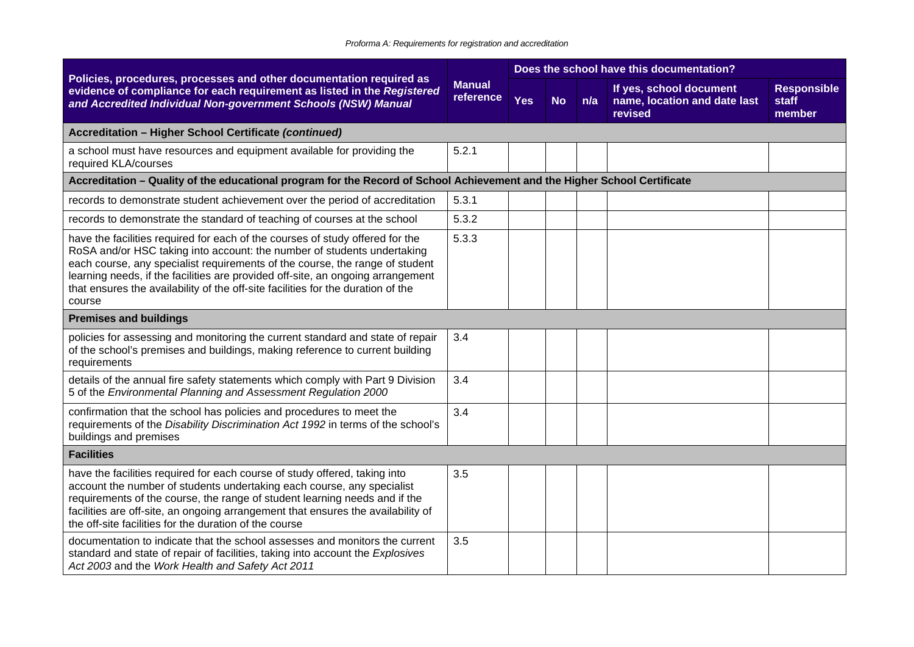| Policies, procedures, processes and other documentation required as evidence of compliance for each requirement as listed in the *Registered and Accredited Individual Non-government Schools (NSW) Manual* | Manual reference | Does the school have this documentation? | | | | |
|---|---|---|---|---|---|---|
| | | Yes | No | n/a | If yes, school document name, location and date last revised | Responsible staff member |
| **Accreditation – Higher School Certificate *(continued)*** | | | | | | |
| a school must have resources and equipment available for providing the required KLA/courses | 5.2.1 | | | | | |
| **Accreditation – Quality of the educational program for the Record of School Achievement and the Higher School Certificate** | | | | | | |
| records to demonstrate student achievement over the period of accreditation | 5.3.1 | | | | | |
| records to demonstrate the standard of teaching of courses at the school | 5.3.2 | | | | | |
| have the facilities required for each of the courses of study offered for the RoSA and/or HSC taking into account: the number of students undertaking each course, any specialist requirements of the course, the range of student learning needs, if the facilities are provided off-site, an ongoing arrangement that ensures the availability of the off-site facilities for the duration of the course | 5.3.3 | | | | | |
| **Premises and buildings** | | | | | | |
| policies for assessing and monitoring the current standard and state of repair of the school's premises and buildings, making reference to current building requirements | 3.4 | | | | | |
| details of the annual fire safety statements which comply with Part 9 Division 5 of the *Environmental Planning and Assessment Regulation 2000* | 3.4 | | | | | |
| confirmation that the school has policies and procedures to meet the requirements of the *Disability Discrimination Act 1992* in terms of the school's buildings and premises | 3.4 | | | | | |
| **Facilities** | | | | | | |
| have the facilities required for each course of study offered, taking into account the number of students undertaking each course, any specialist requirements of the course, the range of student learning needs and if the facilities are off-site, an ongoing arrangement that ensures the availability of the off-site facilities for the duration of the course | 3.5 | | | | | |
| documentation to indicate that the school assesses and monitors the current standard and state of repair of facilities, taking into account the *Explosives Act 2003* and the *Work Health and Safety Act 2011* | 3.5 | | | | | |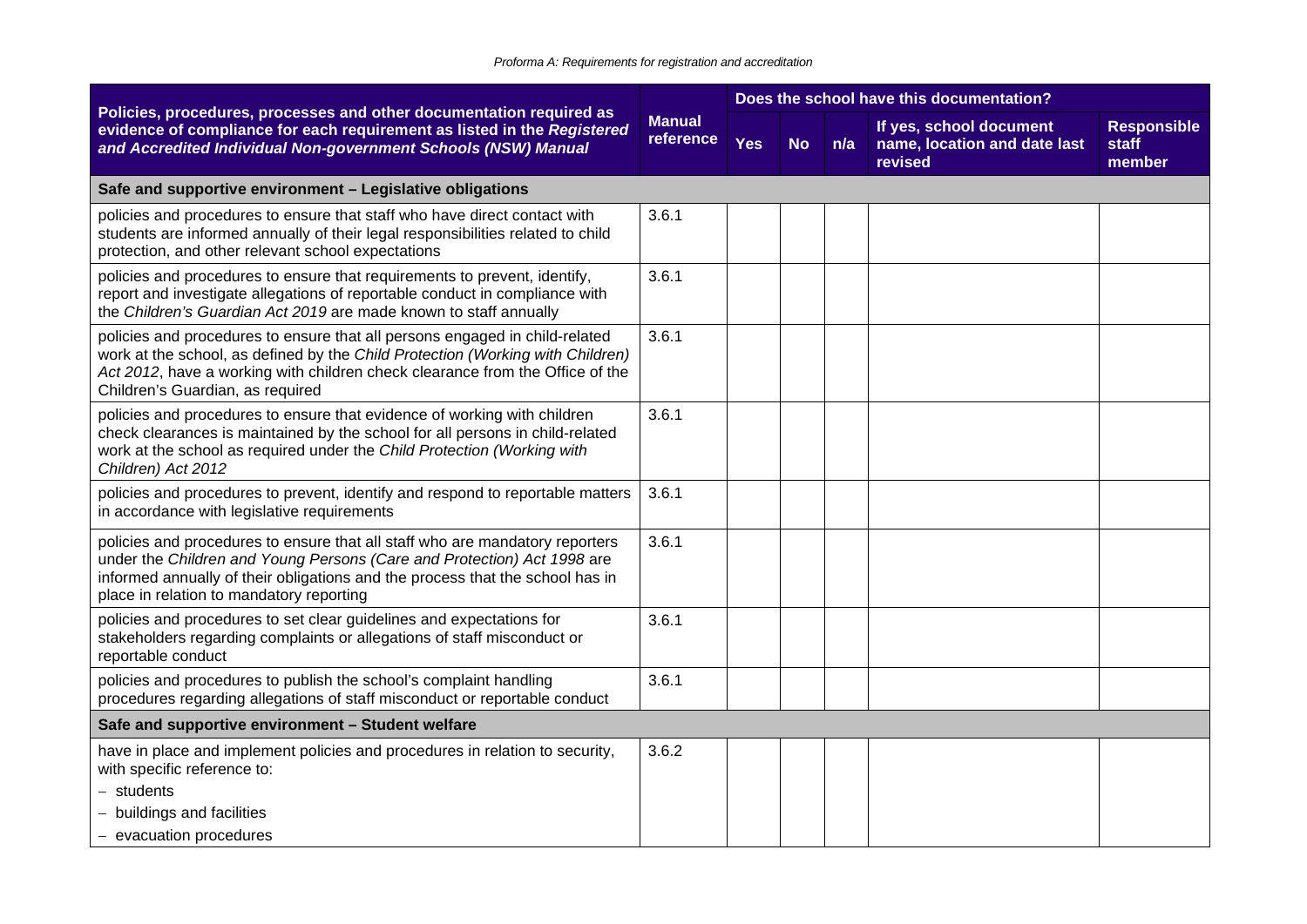| Policies, procedures, processes and other documentation required as evidence of compliance for each requirement as listed in the *Registered and Accredited Individual Non-government Schools (NSW) Manual* | Manual reference | Does the school have this documentation? | | | | |
|---|---|---|---|---|---|---|
| | | Yes | No | n/a | If yes, school document name, location and date last revised | Responsible staff member |
| **Safe and supportive environment – Legislative obligations** | | | | | | |
| policies and procedures to ensure that staff who have direct contact with students are informed annually of their legal responsibilities related to child protection, and other relevant school expectations | 3.6.1 | | | | | |
| policies and procedures to ensure that requirements to prevent, identify, report and investigate allegations of reportable conduct in compliance with the *Children's Guardian Act 2019* are made known to staff annually | 3.6.1 | | | | | |
| policies and procedures to ensure that all persons engaged in child-related work at the school, as defined by the *Child Protection (Working with Children) Act 2012*, have a working with children check clearance from the Office of the Children's Guardian, as required | 3.6.1 | | | | | |
| policies and procedures to ensure that evidence of working with children check clearances is maintained by the school for all persons in child-related work at the school as required under the *Child Protection (Working with Children) Act 2012* | 3.6.1 | | | | | |
| policies and procedures to prevent, identify and respond to reportable matters in accordance with legislative requirements | 3.6.1 | | | | | |
| policies and procedures to ensure that all staff who are mandatory reporters under the *Children and Young Persons (Care and Protection) Act 1998* are informed annually of their obligations and the process that the school has in place in relation to mandatory reporting | 3.6.1 | | | | | |
| policies and procedures to set clear guidelines and expectations for stakeholders regarding complaints or allegations of staff misconduct or reportable conduct | 3.6.1 | | | | | |
| policies and procedures to publish the school's complaint handling procedures regarding allegations of staff misconduct or reportable conduct | 3.6.1 | | | | | |
| **Safe and supportive environment – Student welfare** | | | | | | |
| have in place and implement policies and procedures in relation to security, with specific reference to:<br>– students<br>– buildings and facilities<br>– evacuation procedures | 3.6.2 | | | | | |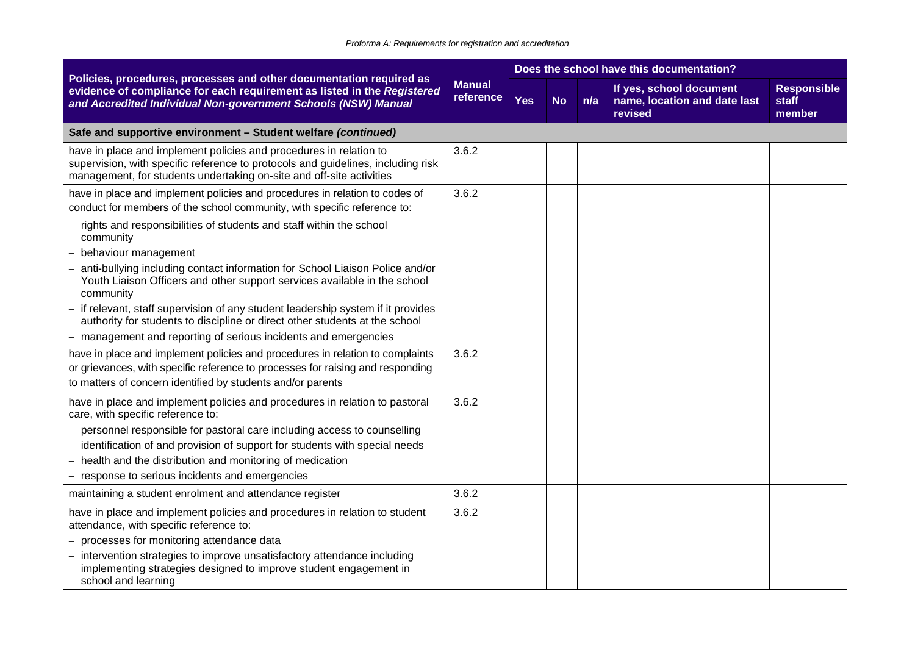| Policies, procedures, processes and other documentation required as evidence of compliance for each requirement as listed in the ***Registered and Accredited Individual Non-government Schools (NSW) Manual*** | Manual reference | Does the school have this documentation? | | | | |
|---|---|---|---|---|---|---|
| | | Yes | No | n/a | If yes, school document name, location and date last revised | Responsible staff member |
| **Safe and supportive environment – Student welfare *(continued)*** | | | | | | |
| have in place and implement policies and procedures in relation to supervision, with specific reference to protocols and guidelines, including risk management, for students undertaking on-site and off-site activities | 3.6.2 | | | | | |
| have in place and implement policies and procedures in relation to codes of conduct for members of the school community, with specific reference to:<br>– rights and responsibilities of students and staff within the school community<br>– behaviour management<br>– anti-bullying including contact information for School Liaison Police and/or Youth Liaison Officers and other support services available in the school community<br>– if relevant, staff supervision of any student leadership system if it provides authority for students to discipline or direct other students at the school<br>– management and reporting of serious incidents and emergencies | 3.6.2 | | | | | |
| have in place and implement policies and procedures in relation to complaints or grievances, with specific reference to processes for raising and responding to matters of concern identified by students and/or parents | 3.6.2 | | | | | |
| have in place and implement policies and procedures in relation to pastoral care, with specific reference to:<br>– personnel responsible for pastoral care including access to counselling<br>– identification of and provision of support for students with special needs<br>– health and the distribution and monitoring of medication<br>– response to serious incidents and emergencies | 3.6.2 | | | | | |
| maintaining a student enrolment and attendance register | 3.6.2 | | | | | |
| have in place and implement policies and procedures in relation to student attendance, with specific reference to:<br>– processes for monitoring attendance data<br>– intervention strategies to improve unsatisfactory attendance including implementing strategies designed to improve student engagement in school and learning | 3.6.2 | | | | | |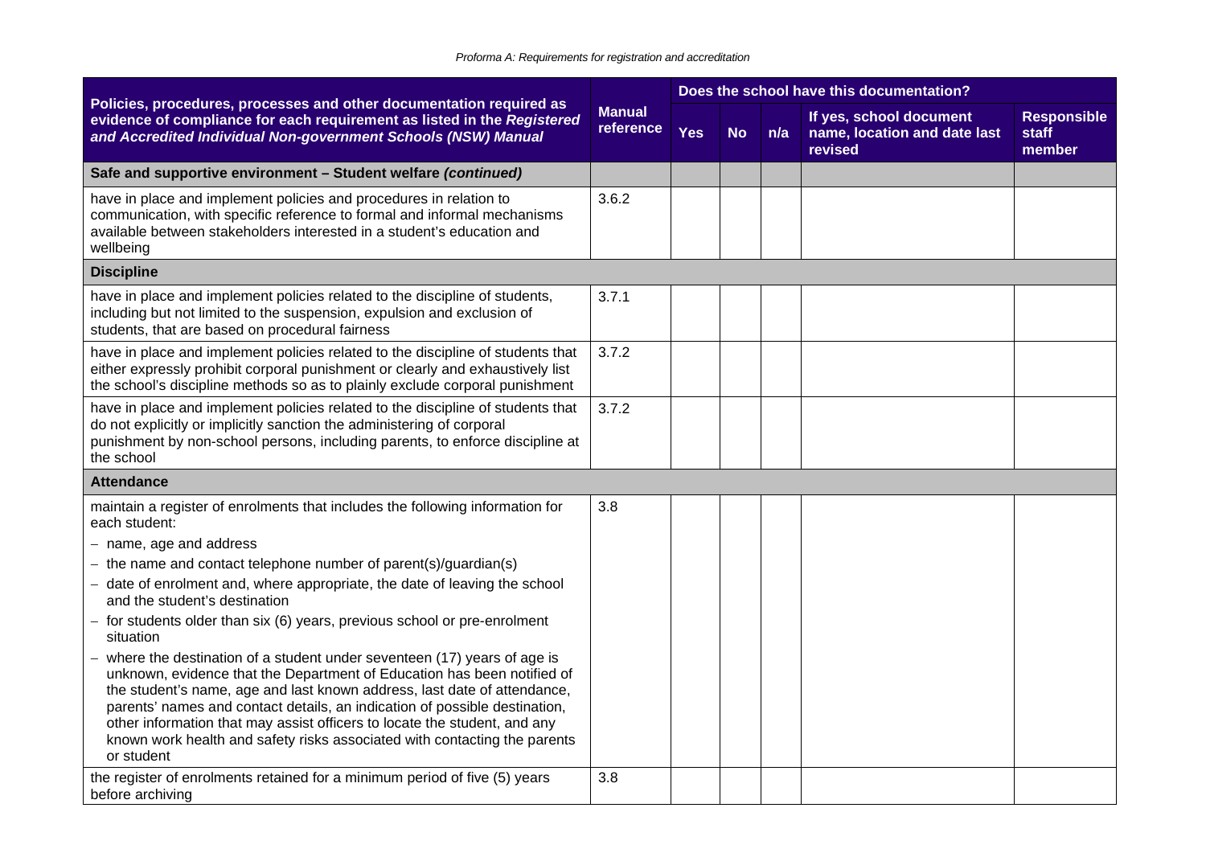| Policies, procedures, processes and other documentation required as evidence of compliance for each requirement as listed in the ***Registered and Accredited Individual Non-government Schools (NSW) Manual*** | Manual reference | Does the school have this documentation? | | | | |
|---|---|---|---|---|---|---|
| | | Yes | No | n/a | If yes, school document name, location and date last revised | Responsible staff member |
| **Safe and supportive environment – Student welfare *(continued)*** | | | | | | |
| have in place and implement policies and procedures in relation to communication, with specific reference to formal and informal mechanisms available between stakeholders interested in a student's education and wellbeing | 3.6.2 | | | | | |
| **Discipline** | | | | | | |
| have in place and implement policies related to the discipline of students, including but not limited to the suspension, expulsion and exclusion of students, that are based on procedural fairness | 3.7.1 | | | | | |
| have in place and implement policies related to the discipline of students that either expressly prohibit corporal punishment or clearly and exhaustively list the school's discipline methods so as to plainly exclude corporal punishment | 3.7.2 | | | | | |
| have in place and implement policies related to the discipline of students that do not explicitly or implicitly sanction the administering of corporal punishment by non-school persons, including parents, to enforce discipline at the school | 3.7.2 | | | | | |
| **Attendance** | | | | | | |
| maintain a register of enrolments that includes the following information for each student:<br>– name, age and address<br>– the name and contact telephone number of parent(s)/guardian(s)<br>– date of enrolment and, where appropriate, the date of leaving the school and the student's destination<br>– for students older than six (6) years, previous school or pre-enrolment situation<br>– where the destination of a student under seventeen (17) years of age is unknown, evidence that the Department of Education has been notified of the student's name, age and last known address, last date of attendance, parents' names and contact details, an indication of possible destination, other information that may assist officers to locate the student, and any known work health and safety risks associated with contacting the parents or student | 3.8 | | | | | |
| the register of enrolments retained for a minimum period of five (5) years before archiving | 3.8 | | | | | |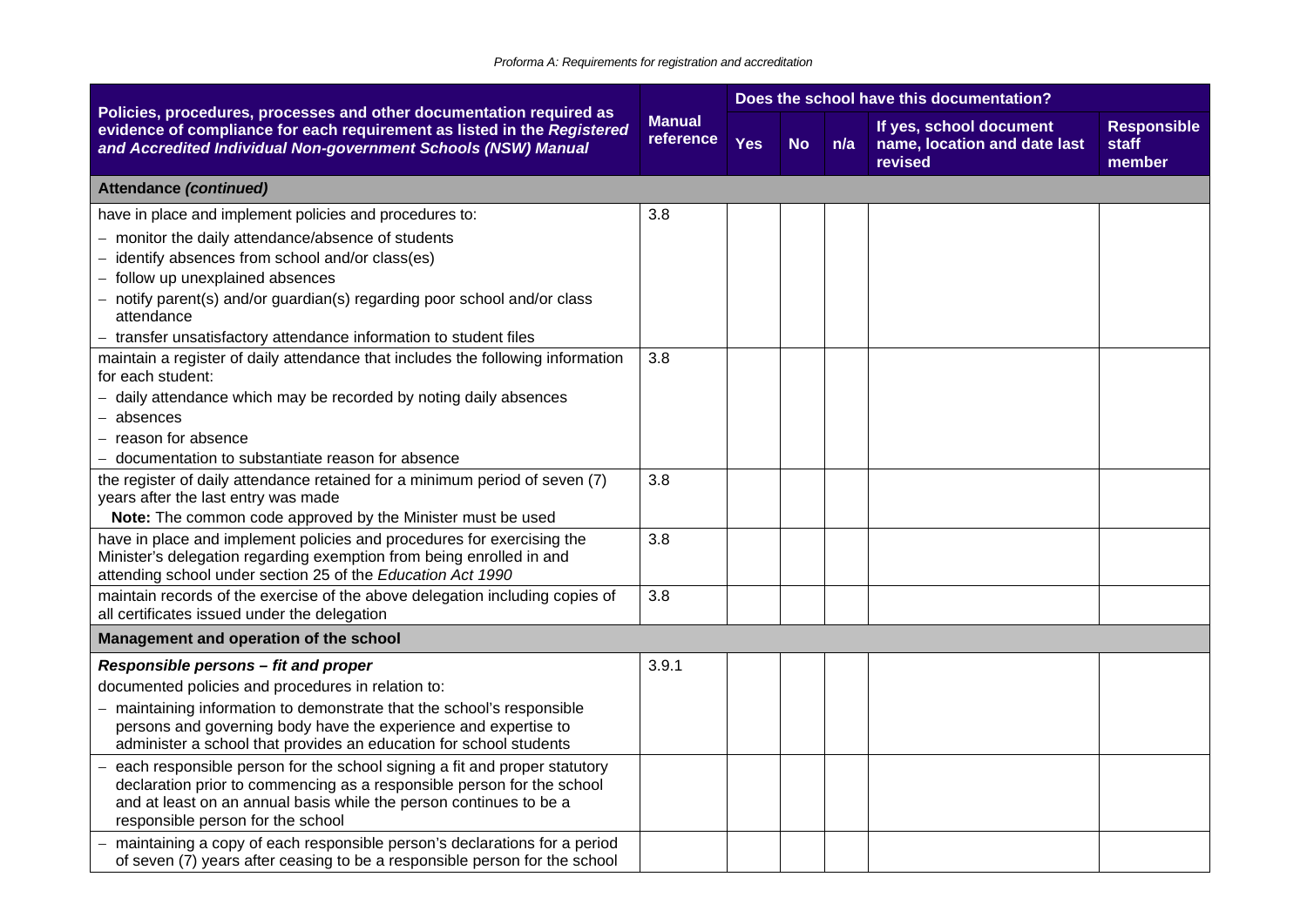| Policies, procedures, processes and other documentation required as evidence of compliance for each requirement as listed in the *Registered and Accredited Individual Non-government Schools (NSW) Manual* | Manual reference | Does the school have this documentation? | | | | |
|---|---|---|---|---|---|---|
| | | Yes | No | n/a | If yes, school document name, location and date last revised | Responsible staff member |
| **Attendance *(continued)*** | | | | | | |
| have in place and implement policies and procedures to:<br>– monitor the daily attendance/absence of students<br>– identify absences from school and/or class(es)<br>– follow up unexplained absences<br>– notify parent(s) and/or guardian(s) regarding poor school and/or class attendance<br>– transfer unsatisfactory attendance information to student files | 3.8 | | | | | |
| maintain a register of daily attendance that includes the following information for each student:<br>– daily attendance which may be recorded by noting daily absences<br>– absences<br>– reason for absence<br>– documentation to substantiate reason for absence | 3.8 | | | | | |
| the register of daily attendance retained for a minimum period of seven (7) years after the last entry was made<br>**Note:** The common code approved by the Minister must be used | 3.8 | | | | | |
| have in place and implement policies and procedures for exercising the Minister's delegation regarding exemption from being enrolled in and attending school under section 25 of the *Education Act 1990* | 3.8 | | | | | |
| maintain records of the exercise of the above delegation including copies of all certificates issued under the delegation | 3.8 | | | | | |
| **Management and operation of the school** | | | | | | |
| ***Responsible persons – fit and proper***<br>documented policies and procedures in relation to:<br>– maintaining information to demonstrate that the school's responsible persons and governing body have the experience and expertise to administer a school that provides an education for school students | 3.9.1 | | | | | |
| – each responsible person for the school signing a fit and proper statutory declaration prior to commencing as a responsible person for the school and at least on an annual basis while the person continues to be a responsible person for the school | | | | | | |
| – maintaining a copy of each responsible person's declarations for a period of seven (7) years after ceasing to be a responsible person for the school | | | | | | |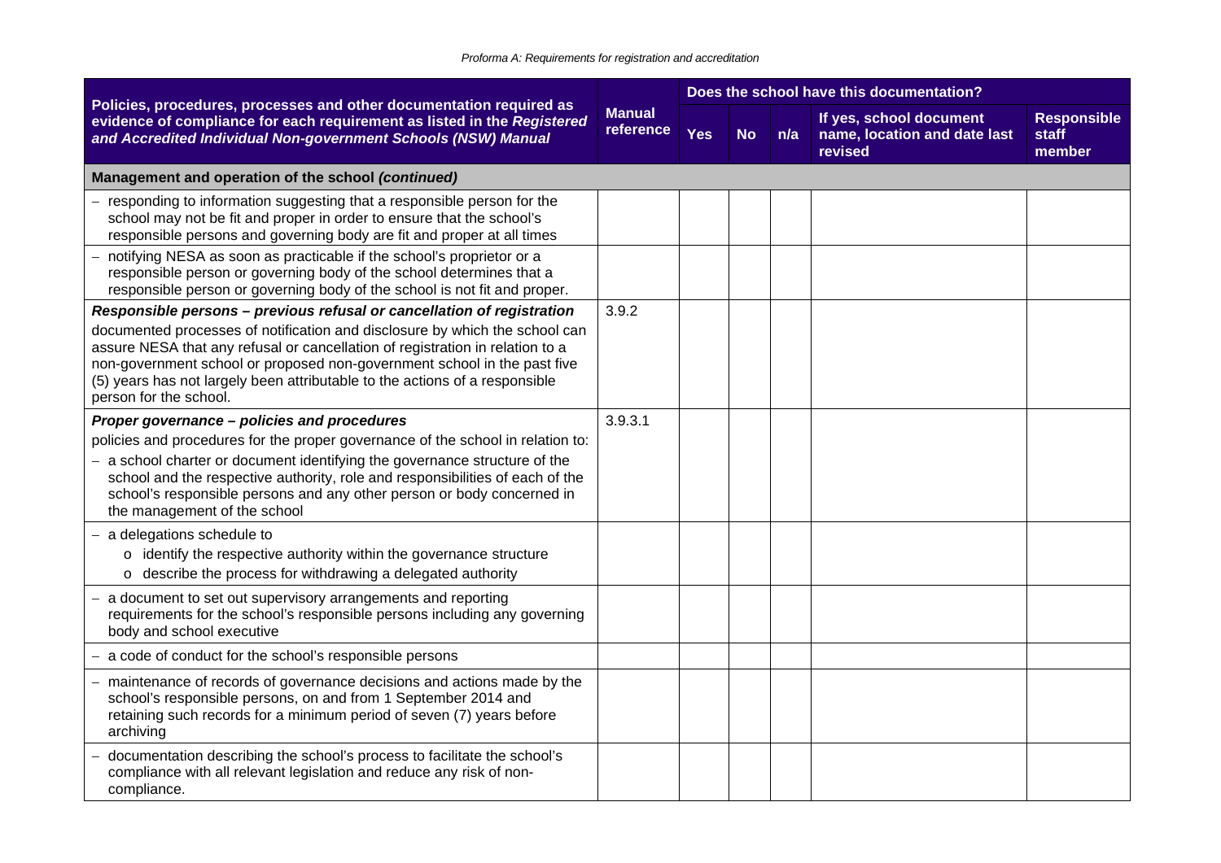| Policies, procedures, processes and other documentation required as evidence of compliance for each requirement as listed in the *Registered and Accredited Individual Non-government Schools (NSW) Manual* | Manual reference | Does the school have this documentation? | | | | |
|---|---|---|---|---|---|---|
| | | Yes | No | n/a | If yes, school document name, location and date last revised | Responsible staff member |
| **Management and operation of the school *(continued)*** | | | | | | |
| – responding to information suggesting that a responsible person for the school may not be fit and proper in order to ensure that the school's responsible persons and governing body are fit and proper at all times | | | | | | |
| – notifying NESA as soon as practicable if the school's proprietor or a responsible person or governing body of the school determines that a responsible person or governing body of the school is not fit and proper. | | | | | | |
| ***Responsible persons – previous refusal or cancellation of registration*** documented processes of notification and disclosure by which the school can assure NESA that any refusal or cancellation of registration in relation to a non-government school or proposed non-government school in the past five (5) years has not largely been attributable to the actions of a responsible person for the school. | 3.9.2 | | | | | |
| ***Proper governance – policies and procedures*** policies and procedures for the proper governance of the school in relation to: – a school charter or document identifying the governance structure of the school and the respective authority, role and responsibilities of each of the school's responsible persons and any other person or body concerned in the management of the school | 3.9.3.1 | | | | | |
| – a delegations schedule to <br> o identify the respective authority within the governance structure <br> o describe the process for withdrawing a delegated authority | | | | | | |
| – a document to set out supervisory arrangements and reporting requirements for the school's responsible persons including any governing body and school executive | | | | | | |
| – a code of conduct for the school's responsible persons | | | | | | |
| – maintenance of records of governance decisions and actions made by the school's responsible persons, on and from 1 September 2014 and retaining such records for a minimum period of seven (7) years before archiving | | | | | | |
| – documentation describing the school's process to facilitate the school's compliance with all relevant legislation and reduce any risk of non-compliance. | | | | | | |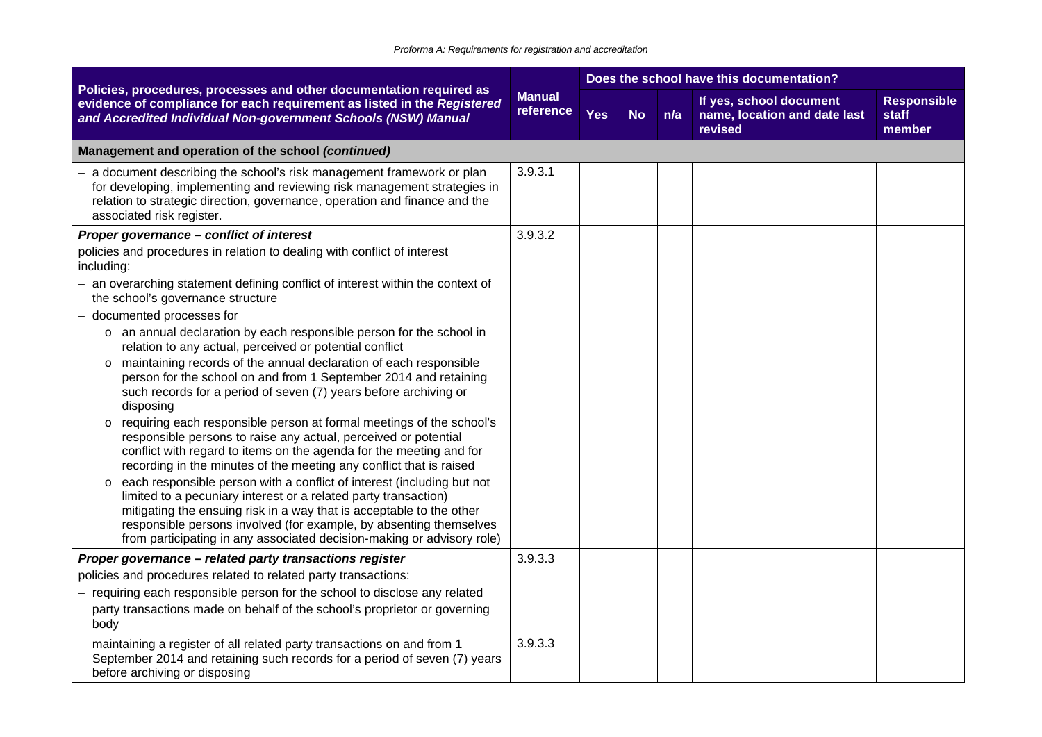| Policies, procedures, processes and other documentation required as evidence of compliance for each requirement as listed in the *Registered and Accredited Individual Non-government Schools (NSW) Manual* | Manual reference | Does the school have this documentation? | | | | |
|---|---|---|---|---|---|---|
| | | Yes | No | n/a | If yes, school document name, location and date last revised | Responsible staff member |
| **Management and operation of the school *(continued)*** | | | | | | |
| – a document describing the school's risk management framework or plan for developing, implementing and reviewing risk management strategies in relation to strategic direction, governance, operation and finance and the associated risk register. | 3.9.3.1 | | | | | |
| ***Proper governance – conflict of interest***<br>policies and procedures in relation to dealing with conflict of interest including:<br>– an overarching statement defining conflict of interest within the context of the school's governance structure<br>– documented processes for<br>o an annual declaration by each responsible person for the school in relation to any actual, perceived or potential conflict<br>o maintaining records of the annual declaration of each responsible person for the school on and from 1 September 2014 and retaining such records for a period of seven (7) years before archiving or disposing<br>o requiring each responsible person at formal meetings of the school's responsible persons to raise any actual, perceived or potential conflict with regard to items on the agenda for the meeting and for recording in the minutes of the meeting any conflict that is raised<br>o each responsible person with a conflict of interest (including but not limited to a pecuniary interest or a related party transaction) mitigating the ensuing risk in a way that is acceptable to the other responsible persons involved (for example, by absenting themselves from participating in any associated decision-making or advisory role) | 3.9.3.2 | | | | | |
| ***Proper governance – related party transactions register***<br>policies and procedures related to related party transactions:<br>– requiring each responsible person for the school to disclose any related party transactions made on behalf of the school's proprietor or governing body | 3.9.3.3 | | | | | |
| – maintaining a register of all related party transactions on and from 1 September 2014 and retaining such records for a period of seven (7) years before archiving or disposing | 3.9.3.3 | | | | | |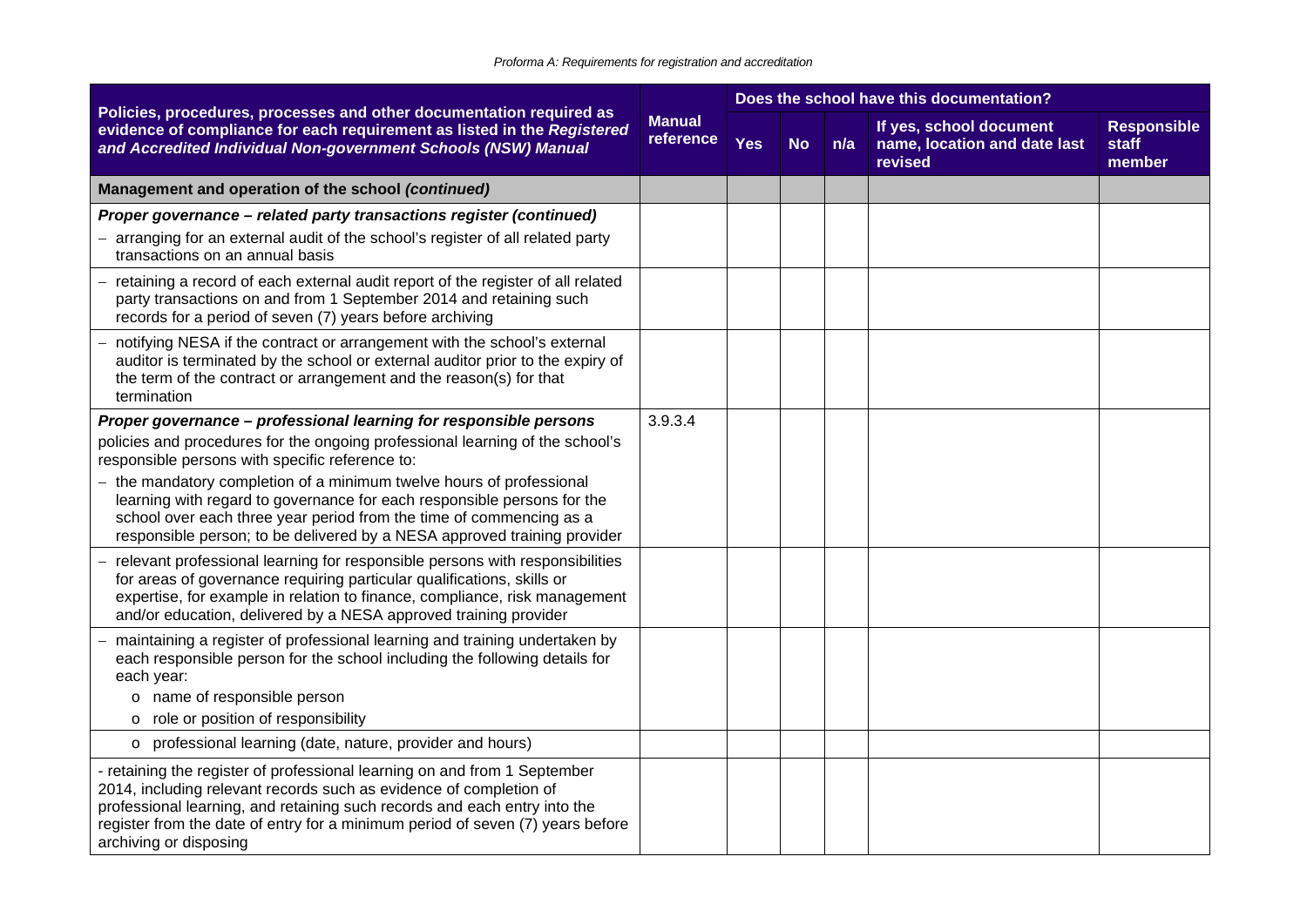| Policies, procedures, processes and other documentation required as evidence of compliance for each requirement as listed in the *Registered and Accredited Individual Non-government Schools (NSW) Manual* | Manual reference | Does the school have this documentation? | | | | |
|---|---|---|---|---|---|---|
| | | Yes | No | n/a | If yes, school document name, location and date last revised | Responsible staff member |
| **Management and operation of the school *(continued)*** | | | | | | |
| ***Proper governance – related party transactions register (continued)*** <br> – arranging for an external audit of the school's register of all related party transactions on an annual basis | | | | | | |
| – retaining a record of each external audit report of the register of all related party transactions on and from 1 September 2014 and retaining such records for a period of seven (7) years before archiving | | | | | | |
| – notifying NESA if the contract or arrangement with the school's external auditor is terminated by the school or external auditor prior to the expiry of the term of the contract or arrangement and the reason(s) for that termination | | | | | | |
| ***Proper governance – professional learning for responsible persons*** <br> policies and procedures for the ongoing professional learning of the school's responsible persons with specific reference to: <br> – the mandatory completion of a minimum twelve hours of professional learning with regard to governance for each responsible persons for the school over each three year period from the time of commencing as a responsible person; to be delivered by a NESA approved training provider | 3.9.3.4 | | | | | |
| – relevant professional learning for responsible persons with responsibilities for areas of governance requiring particular qualifications, skills or expertise, for example in relation to finance, compliance, risk management and/or education, delivered by a NESA approved training provider | | | | | | |
| – maintaining a register of professional learning and training undertaken by each responsible person for the school including the following details for each year: <br> o name of responsible person <br> o role or position of responsibility | | | | | | |
| o professional learning (date, nature, provider and hours) | | | | | | |
| - retaining the register of professional learning on and from 1 September 2014, including relevant records such as evidence of completion of professional learning, and retaining such records and each entry into the register from the date of entry for a minimum period of seven (7) years before archiving or disposing | | | | | | |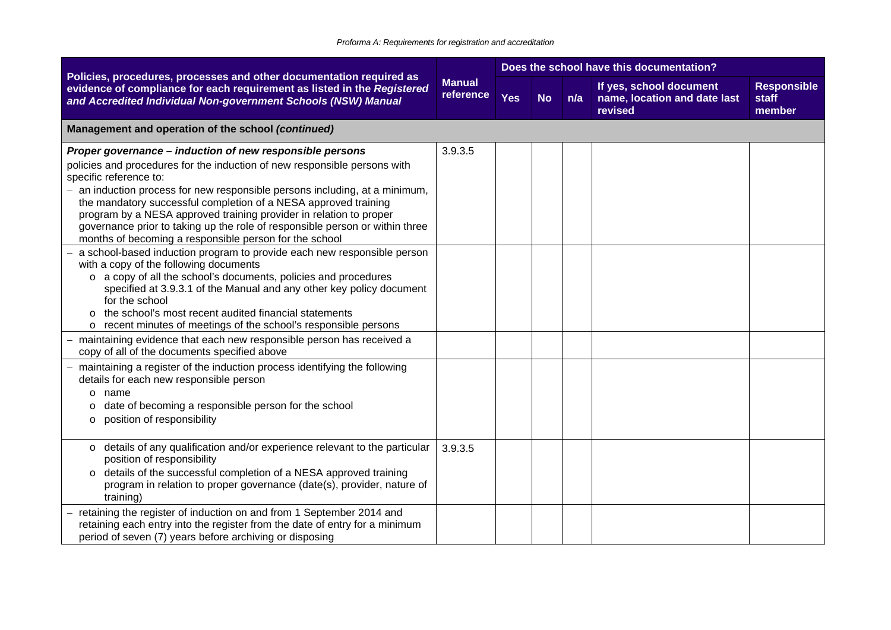| Policies, procedures, processes and other documentation required as evidence of compliance for each requirement as listed in the ***Registered and Accredited Individual Non-government Schools (NSW) Manual*** | Manual reference | Does the school have this documentation? | | | | |
|---|---|---|---|---|---|---|
| | | Yes | No | n/a | If yes, school document name, location and date last revised | Responsible staff member |
| **Management and operation of the school *(continued)*** | | | | | | |
| ***Proper governance – induction of new responsible persons***<br>policies and procedures for the induction of new responsible persons with specific reference to:<br>– an induction process for new responsible persons including, at a minimum, the mandatory successful completion of a NESA approved training program by a NESA approved training provider in relation to proper governance prior to taking up the role of responsible person or within three months of becoming a responsible person for the school | 3.9.3.5 | | | | | |
| – a school-based induction program to provide each new responsible person with a copy of the following documents<br>o a copy of all the school's documents, policies and procedures specified at 3.9.3.1 of the Manual and any other key policy document for the school<br>o the school's most recent audited financial statements<br>o recent minutes of meetings of the school's responsible persons | | | | | | |
| – maintaining evidence that each new responsible person has received a copy of all of the documents specified above | | | | | | |
| – maintaining a register of the induction process identifying the following details for each new responsible person<br>o name<br>o date of becoming a responsible person for the school<br>o position of responsibility | | | | | | |
| o details of any qualification and/or experience relevant to the particular position of responsibility<br>o details of the successful completion of a NESA approved training program in relation to proper governance (date(s), provider, nature of training) | 3.9.3.5 | | | | | |
| – retaining the register of induction on and from 1 September 2014 and retaining each entry into the register from the date of entry for a minimum period of seven (7) years before archiving or disposing | | | | | | |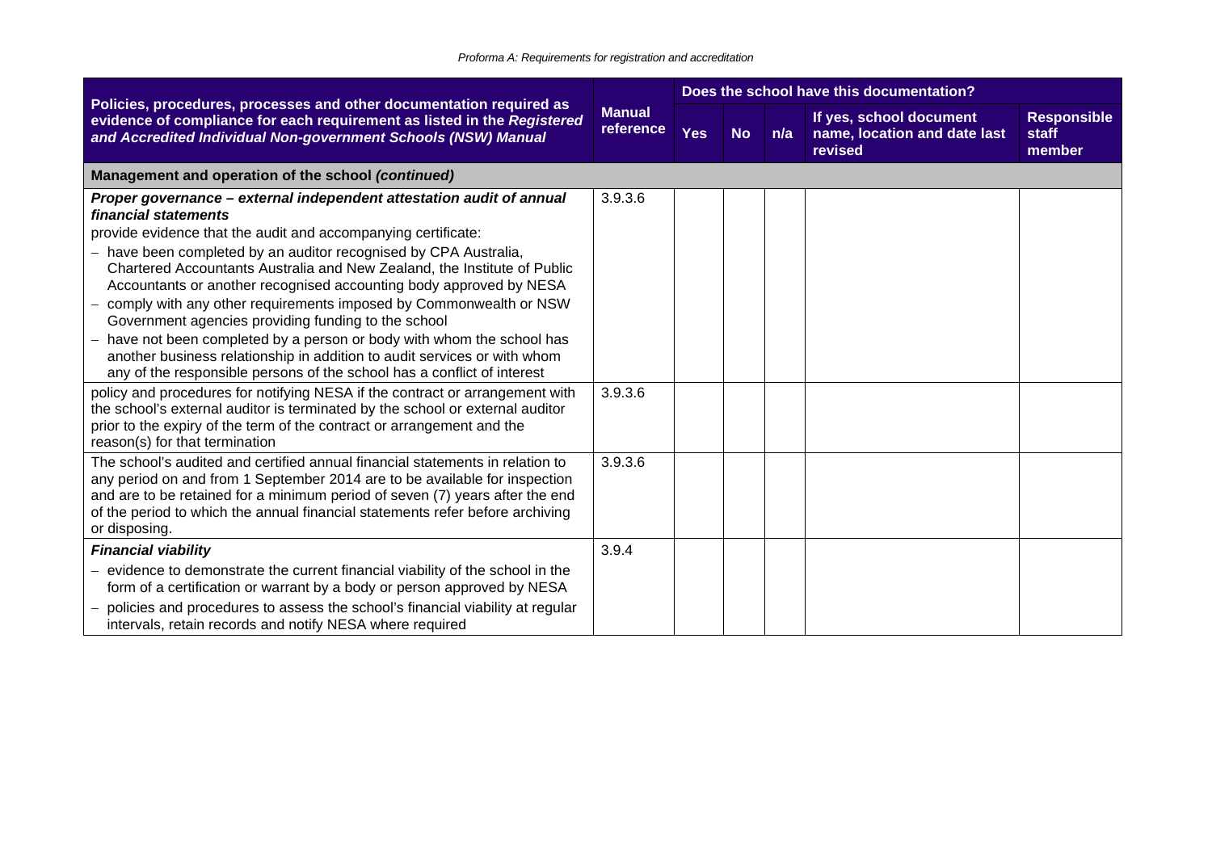| Policies, procedures, processes and other documentation required as evidence of compliance for each requirement as listed in the *Registered and Accredited Individual Non-government Schools (NSW) Manual* | Manual reference | Does the school have this documentation? | | | | |
|---|---|---|---|---|---|---|
| | | Yes | No | n/a | If yes, school document name, location and date last revised | Responsible staff member |
| **Management and operation of the school *(continued)*** | | | | | | |
| ***Proper governance – external independent attestation audit of annual financial statements***<br>provide evidence that the audit and accompanying certificate:<br>– have been completed by an auditor recognised by CPA Australia, Chartered Accountants Australia and New Zealand, the Institute of Public Accountants or another recognised accounting body approved by NESA<br>– comply with any other requirements imposed by Commonwealth or NSW Government agencies providing funding to the school<br>– have not been completed by a person or body with whom the school has another business relationship in addition to audit services or with whom any of the responsible persons of the school has a conflict of interest | 3.9.3.6 | | | | | |
| policy and procedures for notifying NESA if the contract or arrangement with the school's external auditor is terminated by the school or external auditor prior to the expiry of the term of the contract or arrangement and the reason(s) for that termination | 3.9.3.6 | | | | | |
| The school's audited and certified annual financial statements in relation to any period on and from 1 September 2014 are to be available for inspection and are to be retained for a minimum period of seven (7) years after the end of the period to which the annual financial statements refer before archiving or disposing. | 3.9.3.6 | | | | | |
| ***Financial viability***<br>– evidence to demonstrate the current financial viability of the school in the form of a certification or warrant by a body or person approved by NESA<br>– policies and procedures to assess the school's financial viability at regular intervals, retain records and notify NESA where required | 3.9.4 | | | | | |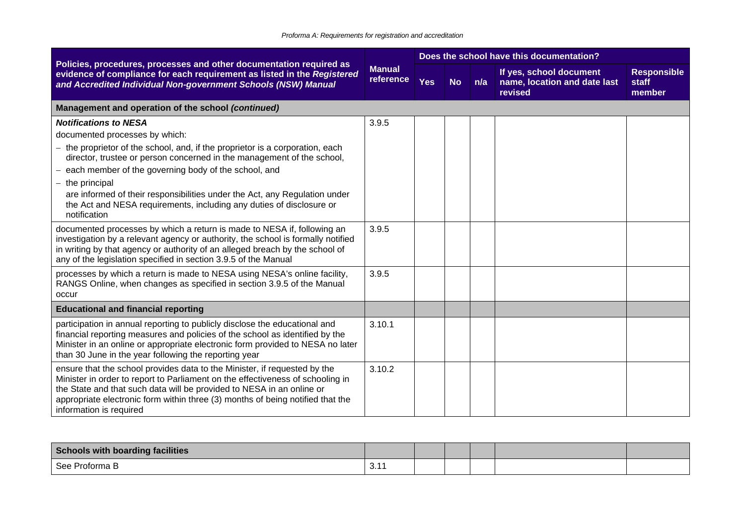| Policies, procedures, processes and other documentation required as evidence of compliance for each requirement as listed in the ***Registered and Accredited Individual Non-government Schools (NSW) Manual*** | Manual reference | Does the school have this documentation? | | | | |
|---|---|---|---|---|---|---|
| | | Yes | No | n/a | If yes, school document name, location and date last revised | Responsible staff member |
| **Management and operation of the school *(continued)*** | | | | | | |
| ***Notifications to NESA***<br>documented processes by which:<br>– the proprietor of the school, and, if the proprietor is a corporation, each director, trustee or person concerned in the management of the school,<br>– each member of the governing body of the school, and<br>– the principal<br>are informed of their responsibilities under the Act, any Regulation under the Act and NESA requirements, including any duties of disclosure or notification | 3.9.5 | | | | | |
| documented processes by which a return is made to NESA if, following an investigation by a relevant agency or authority, the school is formally notified in writing by that agency or authority of an alleged breach by the school of any of the legislation specified in section 3.9.5 of the Manual | 3.9.5 | | | | | |
| processes by which a return is made to NESA using NESA's online facility, RANGS Online, when changes as specified in section 3.9.5 of the Manual occur | 3.9.5 | | | | | |
| **Educational and financial reporting** | | | | | | |
| participation in annual reporting to publicly disclose the educational and financial reporting measures and policies of the school as identified by the Minister in an online or appropriate electronic form provided to NESA no later than 30 June in the year following the reporting year | 3.10.1 | | | | | |
| ensure that the school provides data to the Minister, if requested by the Minister in order to report to Parliament on the effectiveness of schooling in the State and that such data will be provided to NESA in an online or appropriate electronic form within three (3) months of being notified that the information is required | 3.10.2 | | | | | |

| **Schools with boarding facilities** | | | | | | |
|---|---|---|---|---|---|---|
| See Proforma B | 3.11 | | | | | |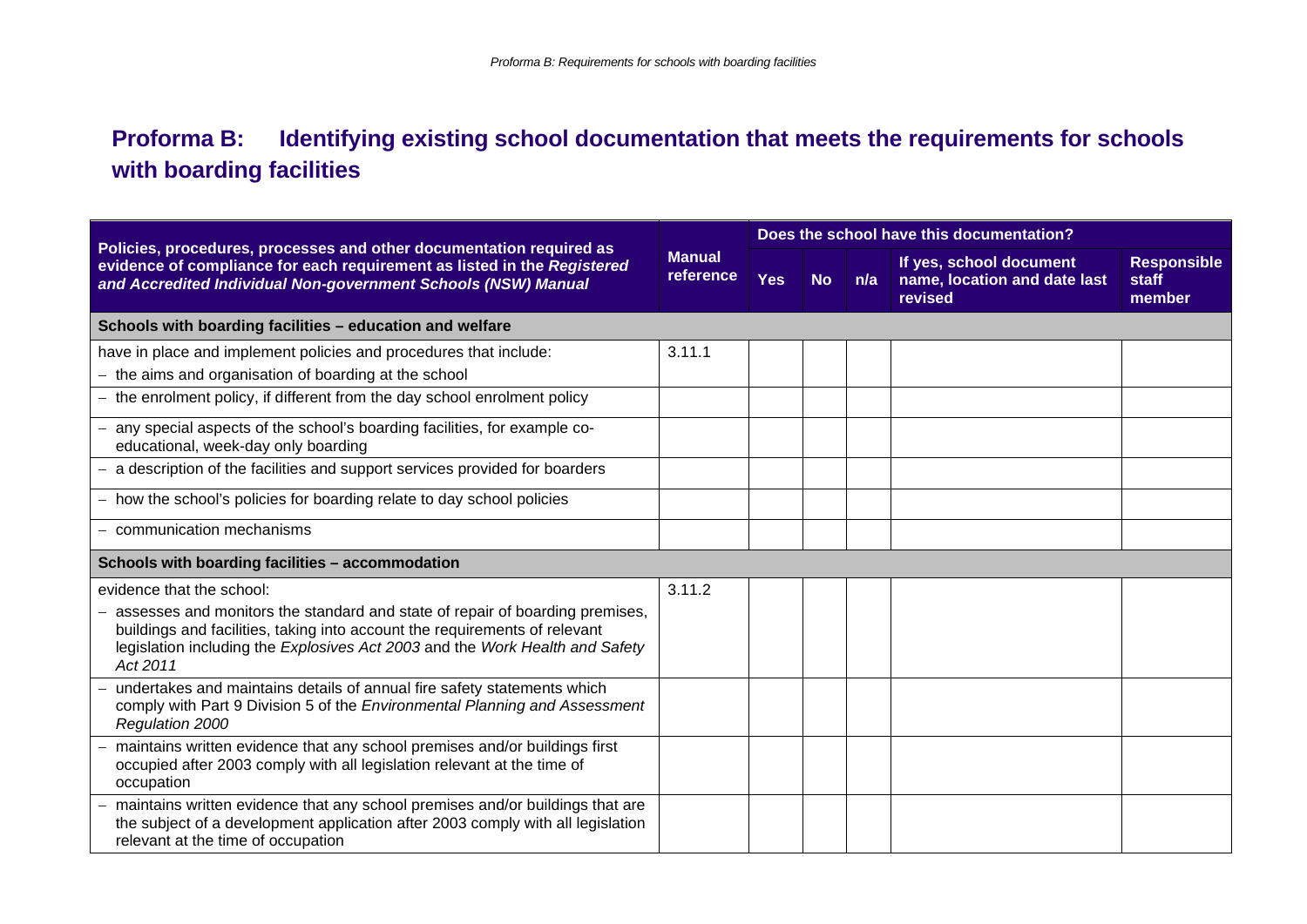## Proforma B: Identifying existing school documentation that meets the requirements for schools with boarding facilities

| Policies, procedures, processes and other documentation required as evidence of compliance for each requirement as listed in the *Registered and Accredited Individual Non-government Schools (NSW) Manual* | Manual reference | Does the school have this documentation? | | | | |
|---|---|---|---|---|---|---|
| | | Yes | No | n/a | If yes, school document name, location and date last revised | Responsible staff member |
| **Schools with boarding facilities – education and welfare** | | | | | | |
| have in place and implement policies and procedures that include:<br>– the aims and organisation of boarding at the school | 3.11.1 | | | | | |
| – the enrolment policy, if different from the day school enrolment policy | | | | | | |
| – any special aspects of the school's boarding facilities, for example co-educational, week-day only boarding | | | | | | |
| – a description of the facilities and support services provided for boarders | | | | | | |
| – how the school's policies for boarding relate to day school policies | | | | | | |
| – communication mechanisms | | | | | | |
| **Schools with boarding facilities – accommodation** | | | | | | |
| evidence that the school:<br>– assesses and monitors the standard and state of repair of boarding premises, buildings and facilities, taking into account the requirements of relevant legislation including the *Explosives Act 2003* and the *Work Health and Safety Act 2011* | 3.11.2 | | | | | |
| – undertakes and maintains details of annual fire safety statements which comply with Part 9 Division 5 of the *Environmental Planning and Assessment Regulation 2000* | | | | | | |
| – maintains written evidence that any school premises and/or buildings first occupied after 2003 comply with all legislation relevant at the time of occupation | | | | | | |
| – maintains written evidence that any school premises and/or buildings that are the subject of a development application after 2003 comply with all legislation relevant at the time of occupation | | | | | | |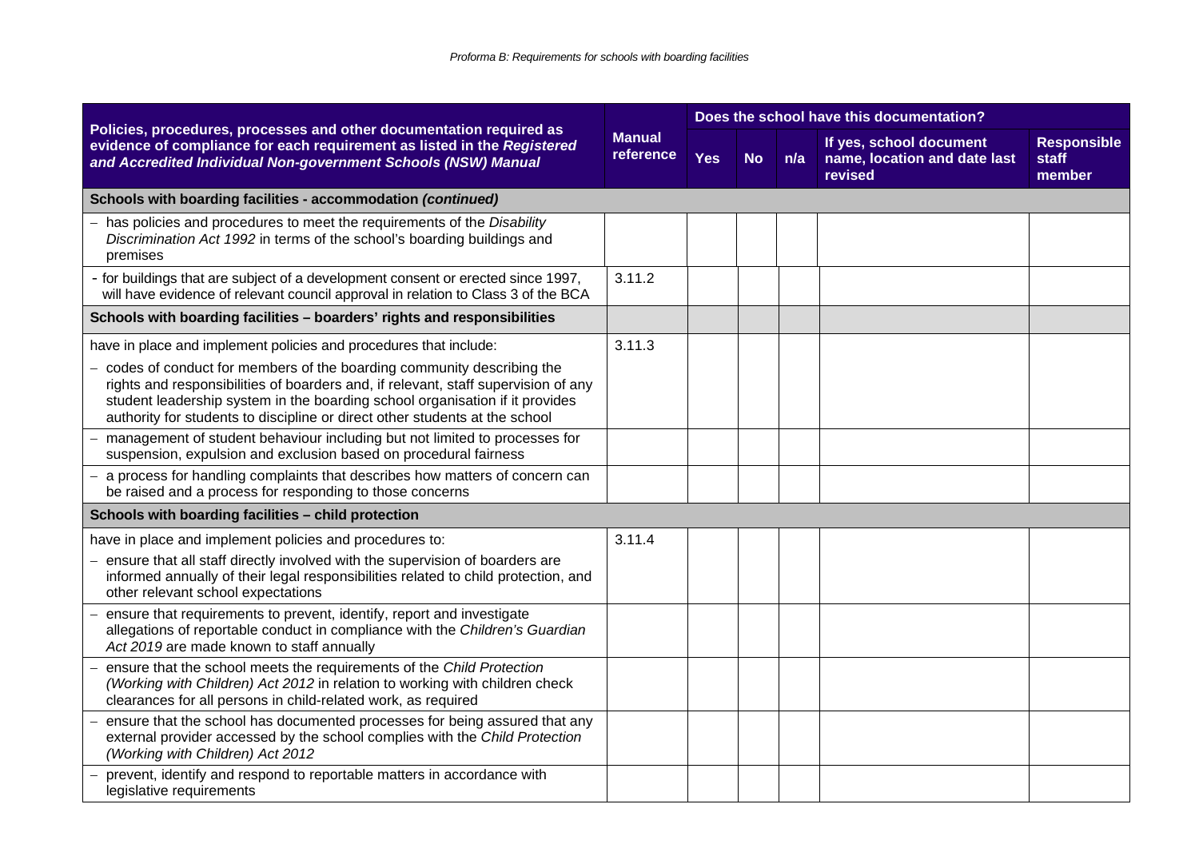| **Policies, procedures, processes and other documentation required as evidence of compliance for each requirement as listed in the *Registered and Accredited Individual Non-government Schools (NSW) Manual*** | **Manual reference** | **Does the school have this documentation?** | | | | |
|---|---|---|---|---|---|---|
| | | **Yes** | **No** | **n/a** | **If yes, school document name, location and date last revised** | **Responsible staff member** |
| **Schools with boarding facilities - accommodation *(continued)*** | | | | | | |
| – has policies and procedures to meet the requirements of the *Disability Discrimination Act 1992* in terms of the school's boarding buildings and premises | | | | | | |
| - for buildings that are subject of a development consent or erected since 1997, will have evidence of relevant council approval in relation to Class 3 of the BCA | 3.11.2 | | | | | |
| **Schools with boarding facilities – boarders' rights and responsibilities** | | | | | | |
| have in place and implement policies and procedures that include:<br>– codes of conduct for members of the boarding community describing the rights and responsibilities of boarders and, if relevant, staff supervision of any student leadership system in the boarding school organisation if it provides authority for students to discipline or direct other students at the school | 3.11.3 | | | | | |
| – management of student behaviour including but not limited to processes for suspension, expulsion and exclusion based on procedural fairness | | | | | | |
| – a process for handling complaints that describes how matters of concern can be raised and a process for responding to those concerns | | | | | | |
| **Schools with boarding facilities – child protection** | | | | | | |
| have in place and implement policies and procedures to:<br>– ensure that all staff directly involved with the supervision of boarders are informed annually of their legal responsibilities related to child protection, and other relevant school expectations | 3.11.4 | | | | | |
| – ensure that requirements to prevent, identify, report and investigate allegations of reportable conduct in compliance with the *Children's Guardian Act 2019* are made known to staff annually | | | | | | |
| – ensure that the school meets the requirements of the *Child Protection (Working with Children) Act 2012* in relation to working with children check clearances for all persons in child-related work, as required | | | | | | |
| – ensure that the school has documented processes for being assured that any external provider accessed by the school complies with the *Child Protection (Working with Children) Act 2012* | | | | | | |
| – prevent, identify and respond to reportable matters in accordance with legislative requirements | | | | | | |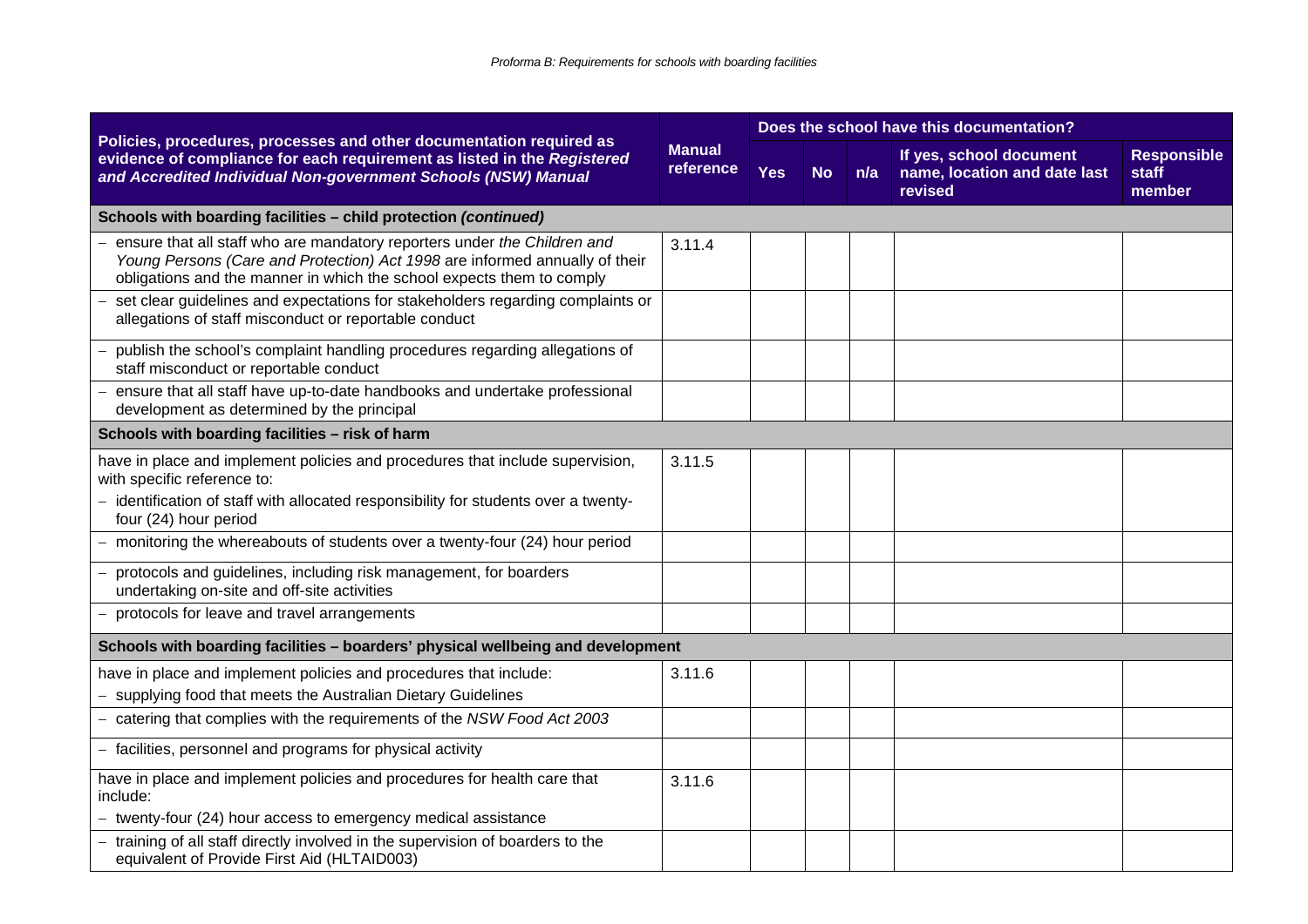*Proforma B: Requirements for schools with boarding facilities*

| Policies, procedures, processes and other documentation required as evidence of compliance for each requirement as listed in the *Registered and Accredited Individual Non-government Schools (NSW) Manual* | Manual reference | Does the school have this documentation? | | | | |
|---|---|---|---|---|---|---|
| | | Yes | No | n/a | If yes, school document name, location and date last revised | Responsible staff member |
| **Schools with boarding facilities – child protection *(continued)*** | | | | | | |
| – ensure that all staff who are mandatory reporters under *the Children and Young Persons (Care and Protection) Act 1998* are informed annually of their obligations and the manner in which the school expects them to comply | 3.11.4 | | | | | |
| – set clear guidelines and expectations for stakeholders regarding complaints or allegations of staff misconduct or reportable conduct | | | | | | |
| – publish the school's complaint handling procedures regarding allegations of staff misconduct or reportable conduct | | | | | | |
| – ensure that all staff have up-to-date handbooks and undertake professional development as determined by the principal | | | | | | |
| **Schools with boarding facilities – risk of harm** | | | | | | |
| have in place and implement policies and procedures that include supervision, with specific reference to:<br>– identification of staff with allocated responsibility for students over a twenty-four (24) hour period | 3.11.5 | | | | | |
| – monitoring the whereabouts of students over a twenty-four (24) hour period | | | | | | |
| – protocols and guidelines, including risk management, for boarders undertaking on-site and off-site activities | | | | | | |
| – protocols for leave and travel arrangements | | | | | | |
| **Schools with boarding facilities – boarders' physical wellbeing and development** | | | | | | |
| have in place and implement policies and procedures that include:<br>– supplying food that meets the Australian Dietary Guidelines | 3.11.6 | | | | | |
| – catering that complies with the requirements of the *NSW Food Act 2003* | | | | | | |
| – facilities, personnel and programs for physical activity | | | | | | |
| have in place and implement policies and procedures for health care that include:<br>– twenty-four (24) hour access to emergency medical assistance | 3.11.6 | | | | | |
| – training of all staff directly involved in the supervision of boarders to the equivalent of Provide First Aid (HLTAID003) | | | | | | |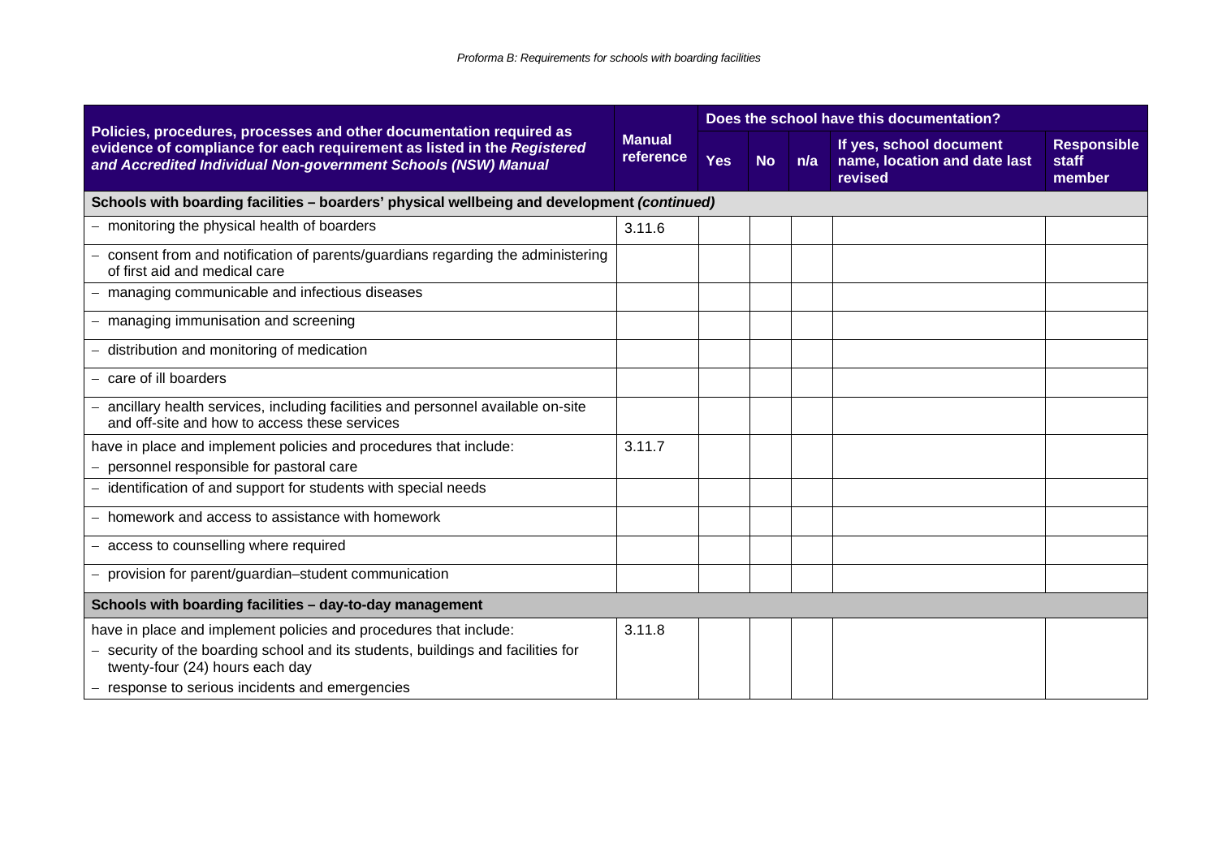| Policies, procedures, processes and other documentation required as evidence of compliance for each requirement as listed in the ***Registered and Accredited Individual Non-government Schools (NSW) Manual*** | Manual reference | Does the school have this documentation? | | | | |
|---|---|---|---|---|---|---|
| | | Yes | No | n/a | If yes, school document name, location and date last revised | Responsible staff member |
| **Schools with boarding facilities – boarders' physical wellbeing and development *(continued)*** | | | | | | |
| – monitoring the physical health of boarders | 3.11.6 | | | | | |
| – consent from and notification of parents/guardians regarding the administering of first aid and medical care | | | | | | |
| – managing communicable and infectious diseases | | | | | | |
| – managing immunisation and screening | | | | | | |
| – distribution and monitoring of medication | | | | | | |
| – care of ill boarders | | | | | | |
| – ancillary health services, including facilities and personnel available on-site and off-site and how to access these services | | | | | | |
| have in place and implement policies and procedures that include:<br>– personnel responsible for pastoral care | 3.11.7 | | | | | |
| – identification of and support for students with special needs | | | | | | |
| – homework and access to assistance with homework | | | | | | |
| – access to counselling where required | | | | | | |
| – provision for parent/guardian–student communication | | | | | | |
| **Schools with boarding facilities – day-to-day management** | | | | | | |
| have in place and implement policies and procedures that include:<br>– security of the boarding school and its students, buildings and facilities for twenty-four (24) hours each day<br>– response to serious incidents and emergencies | 3.11.8 | | | | | |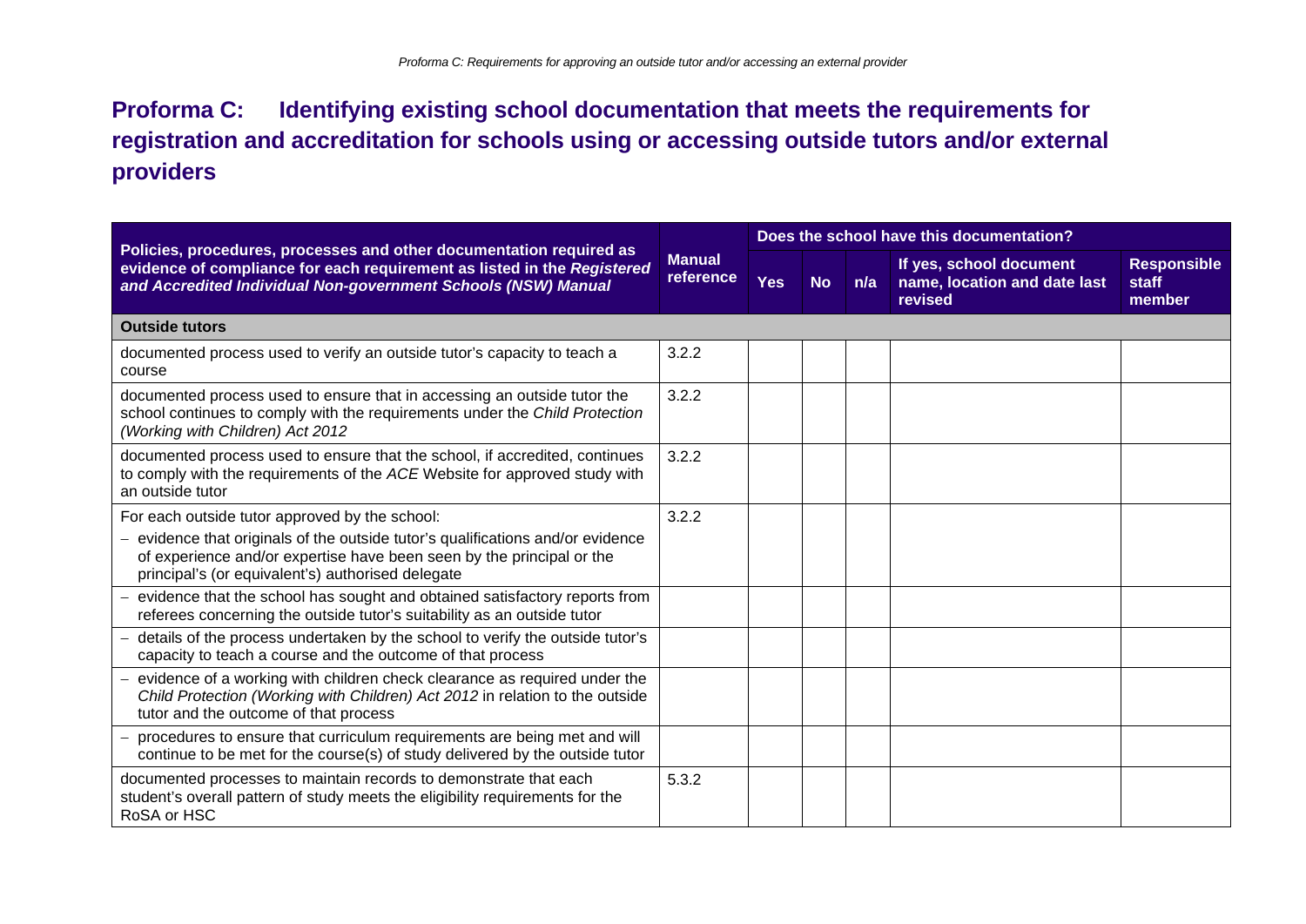## Proforma C: Identifying existing school documentation that meets the requirements for registration and accreditation for schools using or accessing outside tutors and/or external providers

| Policies, procedures, processes and other documentation required as evidence of compliance for each requirement as listed in the *Registered and Accredited Individual Non-government Schools (NSW) Manual* | Manual reference | Does the school have this documentation? | | | | |
|---|---|---|---|---|---|---|
| | | Yes | No | n/a | If yes, school document name, location and date last revised | Responsible staff member |
| **Outside tutors** | | | | | | |
| documented process used to verify an outside tutor's capacity to teach a course | 3.2.2 | | | | | |
| documented process used to ensure that in accessing an outside tutor the school continues to comply with the requirements under the *Child Protection (Working with Children) Act 2012* | 3.2.2 | | | | | |
| documented process used to ensure that the school, if accredited, continues to comply with the requirements of the *ACE* Website for approved study with an outside tutor | 3.2.2 | | | | | |
| For each outside tutor approved by the school: – evidence that originals of the outside tutor's qualifications and/or evidence of experience and/or expertise have been seen by the principal or the principal's (or equivalent's) authorised delegate | 3.2.2 | | | | | |
| – evidence that the school has sought and obtained satisfactory reports from referees concerning the outside tutor's suitability as an outside tutor | | | | | | |
| – details of the process undertaken by the school to verify the outside tutor's capacity to teach a course and the outcome of that process | | | | | | |
| – evidence of a working with children check clearance as required under the *Child Protection (Working with Children) Act 2012* in relation to the outside tutor and the outcome of that process | | | | | | |
| – procedures to ensure that curriculum requirements are being met and will continue to be met for the course(s) of study delivered by the outside tutor | | | | | | |
| documented processes to maintain records to demonstrate that each student's overall pattern of study meets the eligibility requirements for the RoSA or HSC | 5.3.2 | | | | | |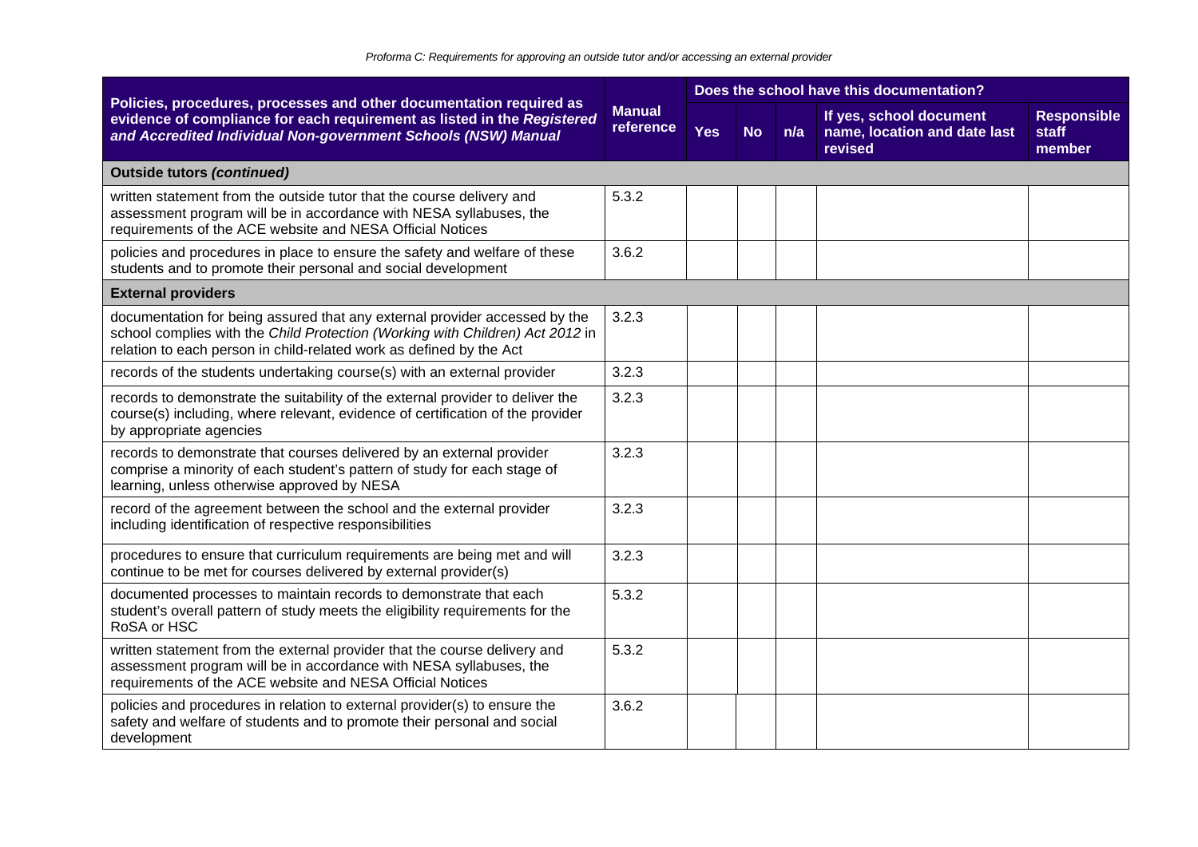| Policies, procedures, processes and other documentation required as evidence of compliance for each requirement as listed in the *Registered and Accredited Individual Non-government Schools (NSW) Manual* | Manual reference | Does the school have this documentation? | | | | |
|---|---|---|---|---|---|---|
| | | Yes | No | n/a | If yes, school document name, location and date last revised | Responsible staff member |
| **Outside tutors *(continued)*** | | | | | | |
| written statement from the outside tutor that the course delivery and assessment program will be in accordance with NESA syllabuses, the requirements of the ACE website and NESA Official Notices | 5.3.2 | | | | | |
| policies and procedures in place to ensure the safety and welfare of these students and to promote their personal and social development | 3.6.2 | | | | | |
| **External providers** | | | | | | |
| documentation for being assured that any external provider accessed by the school complies with the *Child Protection (Working with Children) Act 2012* in relation to each person in child-related work as defined by the Act | 3.2.3 | | | | | |
| records of the students undertaking course(s) with an external provider | 3.2.3 | | | | | |
| records to demonstrate the suitability of the external provider to deliver the course(s) including, where relevant, evidence of certification of the provider by appropriate agencies | 3.2.3 | | | | | |
| records to demonstrate that courses delivered by an external provider comprise a minority of each student's pattern of study for each stage of learning, unless otherwise approved by NESA | 3.2.3 | | | | | |
| record of the agreement between the school and the external provider including identification of respective responsibilities | 3.2.3 | | | | | |
| procedures to ensure that curriculum requirements are being met and will continue to be met for courses delivered by external provider(s) | 3.2.3 | | | | | |
| documented processes to maintain records to demonstrate that each student's overall pattern of study meets the eligibility requirements for the RoSA or HSC | 5.3.2 | | | | | |
| written statement from the external provider that the course delivery and assessment program will be in accordance with NESA syllabuses, the requirements of the ACE website and NESA Official Notices | 5.3.2 | | | | | |
| policies and procedures in relation to external provider(s) to ensure the safety and welfare of students and to promote their personal and social development | 3.6.2 | | | | | |